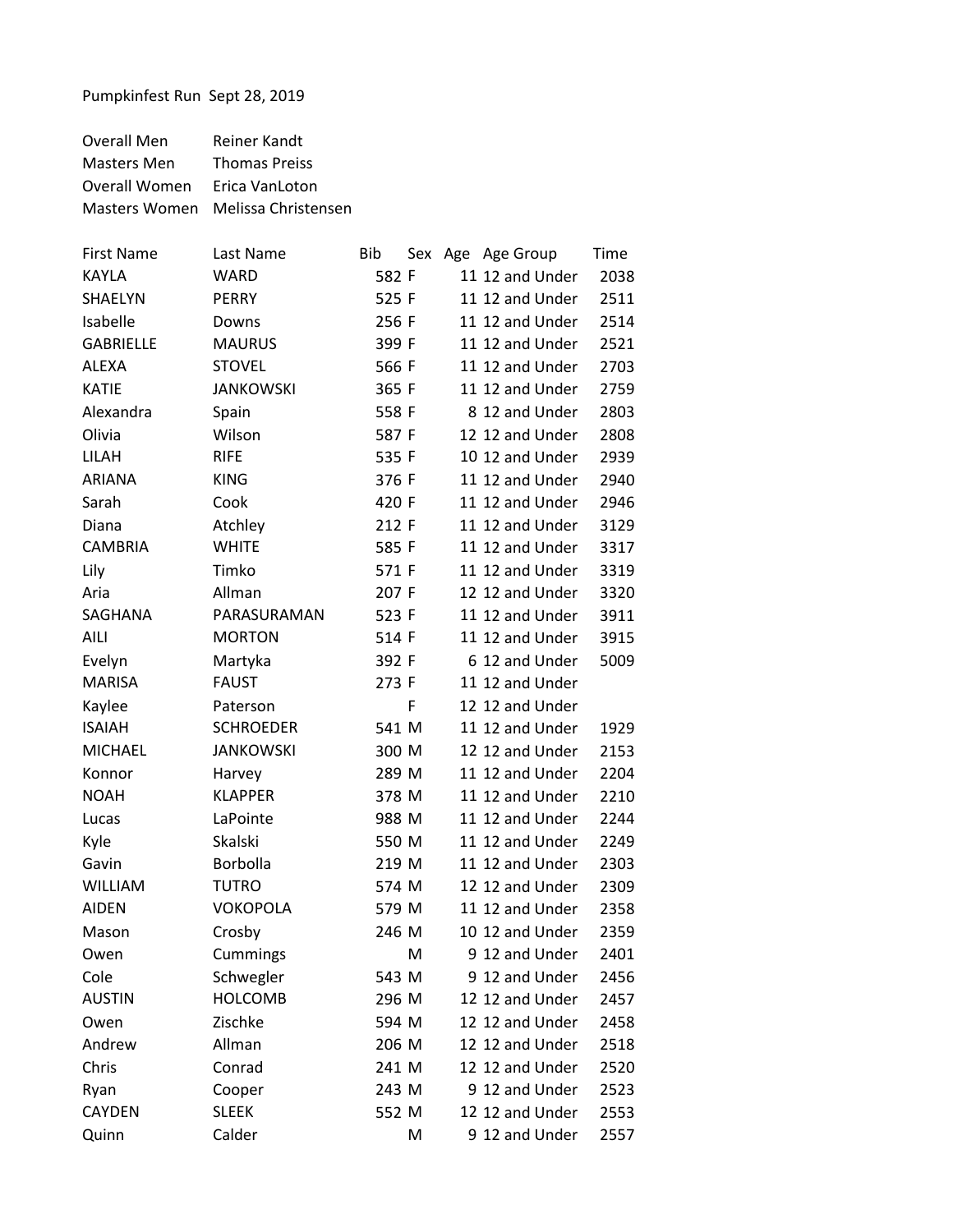Pumpkinfest Run Sept 28, 2019

| | |
|---|---|
| Overall Men | Reiner Kandt |
| Masters Men | Thomas Preiss |
| Overall Women | Erica VanLoton |
| Masters Women | Melissa Christensen |

| First Name | Last Name | Bib | Sex | Age | Age Group | Time |
|---|---|---|---|---|---|---|
| KAYLA | WARD | 582 | F | 11 | 12 and Under | 2038 |
| SHAELYN | PERRY | 525 | F | 11 | 12 and Under | 2511 |
| Isabelle | Downs | 256 | F | 11 | 12 and Under | 2514 |
| GABRIELLE | MAURUS | 399 | F | 11 | 12 and Under | 2521 |
| ALEXA | STOVEL | 566 | F | 11 | 12 and Under | 2703 |
| KATIE | JANKOWSKI | 365 | F | 11 | 12 and Under | 2759 |
| Alexandra | Spain | 558 | F | 8 | 12 and Under | 2803 |
| Olivia | Wilson | 587 | F | 12 | 12 and Under | 2808 |
| LILAH | RIFE | 535 | F | 10 | 12 and Under | 2939 |
| ARIANA | KING | 376 | F | 11 | 12 and Under | 2940 |
| Sarah | Cook | 420 | F | 11 | 12 and Under | 2946 |
| Diana | Atchley | 212 | F | 11 | 12 and Under | 3129 |
| CAMBRIA | WHITE | 585 | F | 11 | 12 and Under | 3317 |
| Lily | Timko | 571 | F | 11 | 12 and Under | 3319 |
| Aria | Allman | 207 | F | 12 | 12 and Under | 3320 |
| SAGHANA | PARASURAMAN | 523 | F | 11 | 12 and Under | 3911 |
| AILI | MORTON | 514 | F | 11 | 12 and Under | 3915 |
| Evelyn | Martyka | 392 | F | 6 | 12 and Under | 5009 |
| MARISA | FAUST | 273 | F | 11 | 12 and Under | |
| Kaylee | Paterson | | F | 12 | 12 and Under | |
| ISAIAH | SCHROEDER | 541 | M | 11 | 12 and Under | 1929 |
| MICHAEL | JANKOWSKI | 300 | M | 12 | 12 and Under | 2153 |
| Konnor | Harvey | 289 | M | 11 | 12 and Under | 2204 |
| NOAH | KLAPPER | 378 | M | 11 | 12 and Under | 2210 |
| Lucas | LaPointe | 988 | M | 11 | 12 and Under | 2244 |
| Kyle | Skalski | 550 | M | 11 | 12 and Under | 2249 |
| Gavin | Borbolla | 219 | M | 11 | 12 and Under | 2303 |
| WILLIAM | TUTRO | 574 | M | 12 | 12 and Under | 2309 |
| AIDEN | VOKOPOLA | 579 | M | 11 | 12 and Under | 2358 |
| Mason | Crosby | 246 | M | 10 | 12 and Under | 2359 |
| Owen | Cummings | | M | 9 | 12 and Under | 2401 |
| Cole | Schwegler | 543 | M | 9 | 12 and Under | 2456 |
| AUSTIN | HOLCOMB | 296 | M | 12 | 12 and Under | 2457 |
| Owen | Zischke | 594 | M | 12 | 12 and Under | 2458 |
| Andrew | Allman | 206 | M | 12 | 12 and Under | 2518 |
| Chris | Conrad | 241 | M | 12 | 12 and Under | 2520 |
| Ryan | Cooper | 243 | M | 9 | 12 and Under | 2523 |
| CAYDEN | SLEEK | 552 | M | 12 | 12 and Under | 2553 |
| Quinn | Calder | | M | 9 | 12 and Under | 2557 |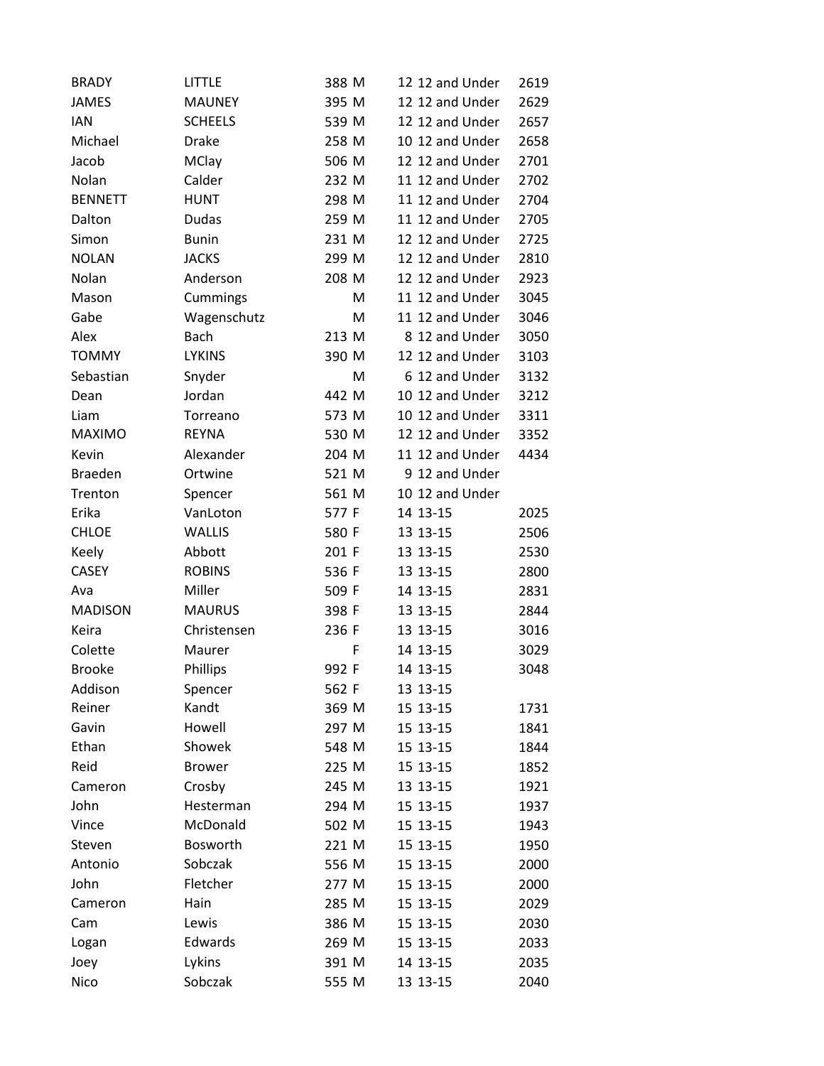| | | | | | | |
|---|---|---|---|---|---|---|
| BRADY | LITTLE | 388 | M | 12 | 12 and Under | 2619 |
| JAMES | MAUNEY | 395 | M | 12 | 12 and Under | 2629 |
| IAN | SCHEELS | 539 | M | 12 | 12 and Under | 2657 |
| Michael | Drake | 258 | M | 10 | 12 and Under | 2658 |
| Jacob | MClay | 506 | M | 12 | 12 and Under | 2701 |
| Nolan | Calder | 232 | M | 11 | 12 and Under | 2702 |
| BENNETT | HUNT | 298 | M | 11 | 12 and Under | 2704 |
| Dalton | Dudas | 259 | M | 11 | 12 and Under | 2705 |
| Simon | Bunin | 231 | M | 12 | 12 and Under | 2725 |
| NOLAN | JACKS | 299 | M | 12 | 12 and Under | 2810 |
| Nolan | Anderson | 208 | M | 12 | 12 and Under | 2923 |
| Mason | Cummings | | M | 11 | 12 and Under | 3045 |
| Gabe | Wagenschutz | | M | 11 | 12 and Under | 3046 |
| Alex | Bach | 213 | M | 8 | 12 and Under | 3050 |
| TOMMY | LYKINS | 390 | M | 12 | 12 and Under | 3103 |
| Sebastian | Snyder | | M | 6 | 12 and Under | 3132 |
| Dean | Jordan | 442 | M | 10 | 12 and Under | 3212 |
| Liam | Torreano | 573 | M | 10 | 12 and Under | 3311 |
| MAXIMO | REYNA | 530 | M | 12 | 12 and Under | 3352 |
| Kevin | Alexander | 204 | M | 11 | 12 and Under | 4434 |
| Braeden | Ortwine | 521 | M | 9 | 12 and Under | |
| Trenton | Spencer | 561 | M | 10 | 12 and Under | |
| Erika | VanLoton | 577 | F | 14 | 13-15 | 2025 |
| CHLOE | WALLIS | 580 | F | 13 | 13-15 | 2506 |
| Keely | Abbott | 201 | F | 13 | 13-15 | 2530 |
| CASEY | ROBINS | 536 | F | 13 | 13-15 | 2800 |
| Ava | Miller | 509 | F | 14 | 13-15 | 2831 |
| MADISON | MAURUS | 398 | F | 13 | 13-15 | 2844 |
| Keira | Christensen | 236 | F | 13 | 13-15 | 3016 |
| Colette | Maurer | | F | 14 | 13-15 | 3029 |
| Brooke | Phillips | 992 | F | 14 | 13-15 | 3048 |
| Addison | Spencer | 562 | F | 13 | 13-15 | |
| Reiner | Kandt | 369 | M | 15 | 13-15 | 1731 |
| Gavin | Howell | 297 | M | 15 | 13-15 | 1841 |
| Ethan | Showek | 548 | M | 15 | 13-15 | 1844 |
| Reid | Brower | 225 | M | 15 | 13-15 | 1852 |
| Cameron | Crosby | 245 | M | 13 | 13-15 | 1921 |
| John | Hesterman | 294 | M | 15 | 13-15 | 1937 |
| Vince | McDonald | 502 | M | 15 | 13-15 | 1943 |
| Steven | Bosworth | 221 | M | 15 | 13-15 | 1950 |
| Antonio | Sobczak | 556 | M | 15 | 13-15 | 2000 |
| John | Fletcher | 277 | M | 15 | 13-15 | 2000 |
| Cameron | Hain | 285 | M | 15 | 13-15 | 2029 |
| Cam | Lewis | 386 | M | 15 | 13-15 | 2030 |
| Logan | Edwards | 269 | M | 15 | 13-15 | 2033 |
| Joey | Lykins | 391 | M | 14 | 13-15 | 2035 |
| Nico | Sobczak | 555 | M | 13 | 13-15 | 2040 |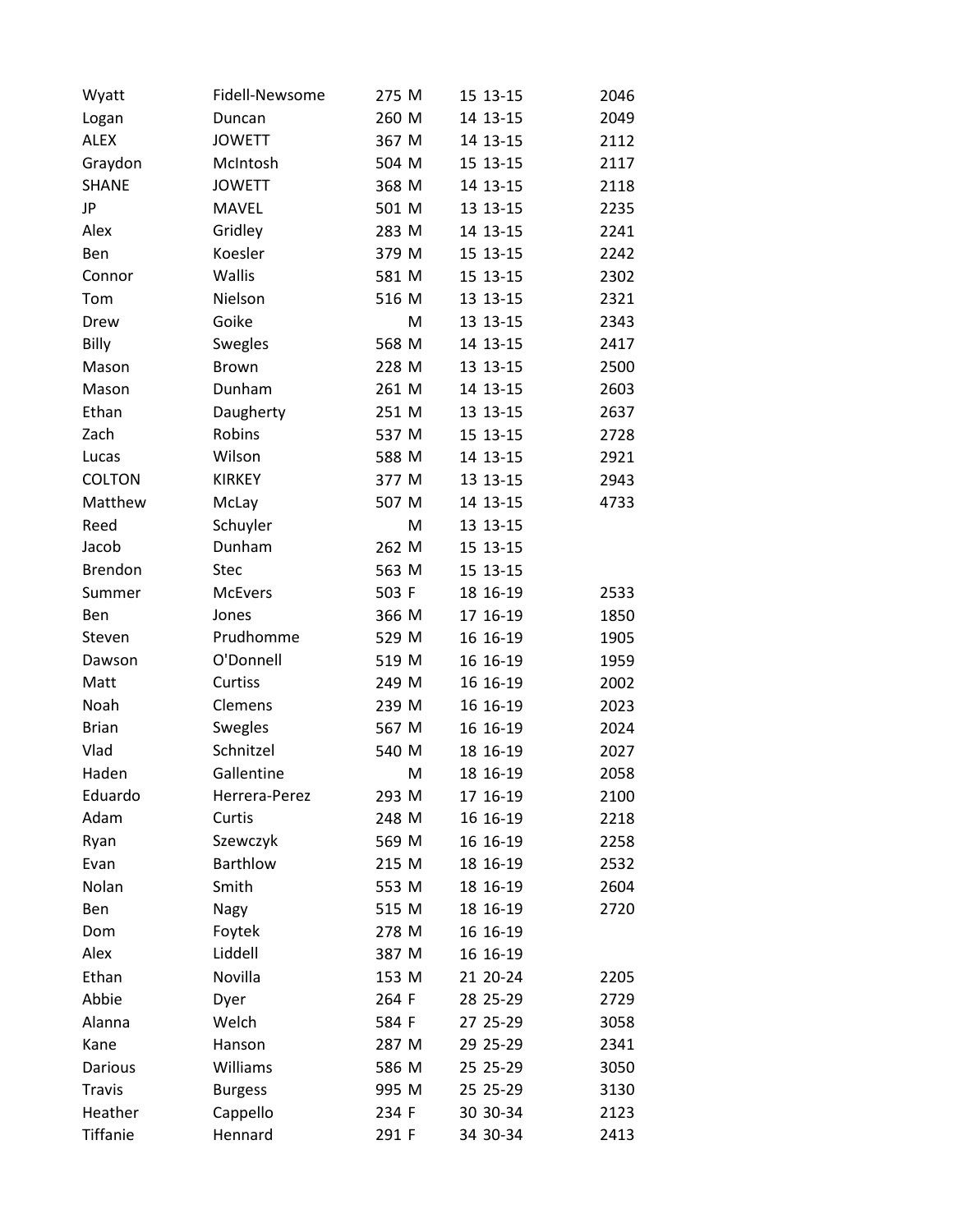| | | | | | | |
|---|---|---|---|---|---|---|
| Wyatt | Fidell-Newsome | 275 | M | 15 | 13-15 | 2046 |
| Logan | Duncan | 260 | M | 14 | 13-15 | 2049 |
| ALEX | JOWETT | 367 | M | 14 | 13-15 | 2112 |
| Graydon | McIntosh | 504 | M | 15 | 13-15 | 2117 |
| SHANE | JOWETT | 368 | M | 14 | 13-15 | 2118 |
| JP | MAVEL | 501 | M | 13 | 13-15 | 2235 |
| Alex | Gridley | 283 | M | 14 | 13-15 | 2241 |
| Ben | Koesler | 379 | M | 15 | 13-15 | 2242 |
| Connor | Wallis | 581 | M | 15 | 13-15 | 2302 |
| Tom | Nielson | 516 | M | 13 | 13-15 | 2321 |
| Drew | Goike | | M | 13 | 13-15 | 2343 |
| Billy | Swegles | 568 | M | 14 | 13-15 | 2417 |
| Mason | Brown | 228 | M | 13 | 13-15 | 2500 |
| Mason | Dunham | 261 | M | 14 | 13-15 | 2603 |
| Ethan | Daugherty | 251 | M | 13 | 13-15 | 2637 |
| Zach | Robins | 537 | M | 15 | 13-15 | 2728 |
| Lucas | Wilson | 588 | M | 14 | 13-15 | 2921 |
| COLTON | KIRKEY | 377 | M | 13 | 13-15 | 2943 |
| Matthew | McLay | 507 | M | 14 | 13-15 | 4733 |
| Reed | Schuyler | | M | 13 | 13-15 | |
| Jacob | Dunham | 262 | M | 15 | 13-15 | |
| Brendon | Stec | 563 | M | 15 | 13-15 | |
| Summer | McEvers | 503 | F | 18 | 16-19 | 2533 |
| Ben | Jones | 366 | M | 17 | 16-19 | 1850 |
| Steven | Prudhomme | 529 | M | 16 | 16-19 | 1905 |
| Dawson | O'Donnell | 519 | M | 16 | 16-19 | 1959 |
| Matt | Curtiss | 249 | M | 16 | 16-19 | 2002 |
| Noah | Clemens | 239 | M | 16 | 16-19 | 2023 |
| Brian | Swegles | 567 | M | 16 | 16-19 | 2024 |
| Vlad | Schnitzel | 540 | M | 18 | 16-19 | 2027 |
| Haden | Gallentine | | M | 18 | 16-19 | 2058 |
| Eduardo | Herrera-Perez | 293 | M | 17 | 16-19 | 2100 |
| Adam | Curtis | 248 | M | 16 | 16-19 | 2218 |
| Ryan | Szewczyk | 569 | M | 16 | 16-19 | 2258 |
| Evan | Barthlow | 215 | M | 18 | 16-19 | 2532 |
| Nolan | Smith | 553 | M | 18 | 16-19 | 2604 |
| Ben | Nagy | 515 | M | 18 | 16-19 | 2720 |
| Dom | Foytek | 278 | M | 16 | 16-19 | |
| Alex | Liddell | 387 | M | 16 | 16-19 | |
| Ethan | Novilla | 153 | M | 21 | 20-24 | 2205 |
| Abbie | Dyer | 264 | F | 28 | 25-29 | 2729 |
| Alanna | Welch | 584 | F | 27 | 25-29 | 3058 |
| Kane | Hanson | 287 | M | 29 | 25-29 | 2341 |
| Darious | Williams | 586 | M | 25 | 25-29 | 3050 |
| Travis | Burgess | 995 | M | 25 | 25-29 | 3130 |
| Heather | Cappello | 234 | F | 30 | 30-34 | 2123 |
| Tiffanie | Hennard | 291 | F | 34 | 30-34 | 2413 |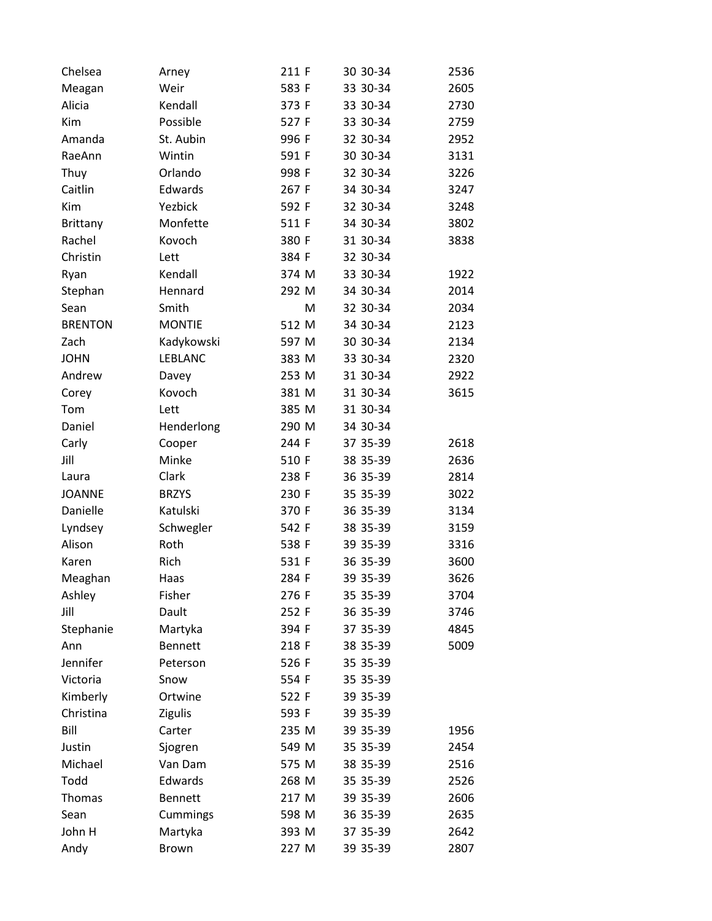| | | | | | | |
|---|---|---|---|---|---|---|
| Chelsea | Arney | 211 | F | 30 | 30-34 | 2536 |
| Meagan | Weir | 583 | F | 33 | 30-34 | 2605 |
| Alicia | Kendall | 373 | F | 33 | 30-34 | 2730 |
| Kim | Possible | 527 | F | 33 | 30-34 | 2759 |
| Amanda | St. Aubin | 996 | F | 32 | 30-34 | 2952 |
| RaeAnn | Wintin | 591 | F | 30 | 30-34 | 3131 |
| Thuy | Orlando | 998 | F | 32 | 30-34 | 3226 |
| Caitlin | Edwards | 267 | F | 34 | 30-34 | 3247 |
| Kim | Yezbick | 592 | F | 32 | 30-34 | 3248 |
| Brittany | Monfette | 511 | F | 34 | 30-34 | 3802 |
| Rachel | Kovoch | 380 | F | 31 | 30-34 | 3838 |
| Christin | Lett | 384 | F | 32 | 30-34 | |
| Ryan | Kendall | 374 | M | 33 | 30-34 | 1922 |
| Stephan | Hennard | 292 | M | 34 | 30-34 | 2014 |
| Sean | Smith | | M | 32 | 30-34 | 2034 |
| BRENTON | MONTIE | 512 | M | 34 | 30-34 | 2123 |
| Zach | Kadykowski | 597 | M | 30 | 30-34 | 2134 |
| JOHN | LEBLANC | 383 | M | 33 | 30-34 | 2320 |
| Andrew | Davey | 253 | M | 31 | 30-34 | 2922 |
| Corey | Kovoch | 381 | M | 31 | 30-34 | 3615 |
| Tom | Lett | 385 | M | 31 | 30-34 | |
| Daniel | Henderlong | 290 | M | 34 | 30-34 | |
| Carly | Cooper | 244 | F | 37 | 35-39 | 2618 |
| Jill | Minke | 510 | F | 38 | 35-39 | 2636 |
| Laura | Clark | 238 | F | 36 | 35-39 | 2814 |
| JOANNE | BRZYS | 230 | F | 35 | 35-39 | 3022 |
| Danielle | Katulski | 370 | F | 36 | 35-39 | 3134 |
| Lyndsey | Schwegler | 542 | F | 38 | 35-39 | 3159 |
| Alison | Roth | 538 | F | 39 | 35-39 | 3316 |
| Karen | Rich | 531 | F | 36 | 35-39 | 3600 |
| Meaghan | Haas | 284 | F | 39 | 35-39 | 3626 |
| Ashley | Fisher | 276 | F | 35 | 35-39 | 3704 |
| Jill | Dault | 252 | F | 36 | 35-39 | 3746 |
| Stephanie | Martyka | 394 | F | 37 | 35-39 | 4845 |
| Ann | Bennett | 218 | F | 38 | 35-39 | 5009 |
| Jennifer | Peterson | 526 | F | 35 | 35-39 | |
| Victoria | Snow | 554 | F | 35 | 35-39 | |
| Kimberly | Ortwine | 522 | F | 39 | 35-39 | |
| Christina | Zigulis | 593 | F | 39 | 35-39 | |
| Bill | Carter | 235 | M | 39 | 35-39 | 1956 |
| Justin | Sjogren | 549 | M | 35 | 35-39 | 2454 |
| Michael | Van Dam | 575 | M | 38 | 35-39 | 2516 |
| Todd | Edwards | 268 | M | 35 | 35-39 | 2526 |
| Thomas | Bennett | 217 | M | 39 | 35-39 | 2606 |
| Sean | Cummings | 598 | M | 36 | 35-39 | 2635 |
| John H | Martyka | 393 | M | 37 | 35-39 | 2642 |
| Andy | Brown | 227 | M | 39 | 35-39 | 2807 |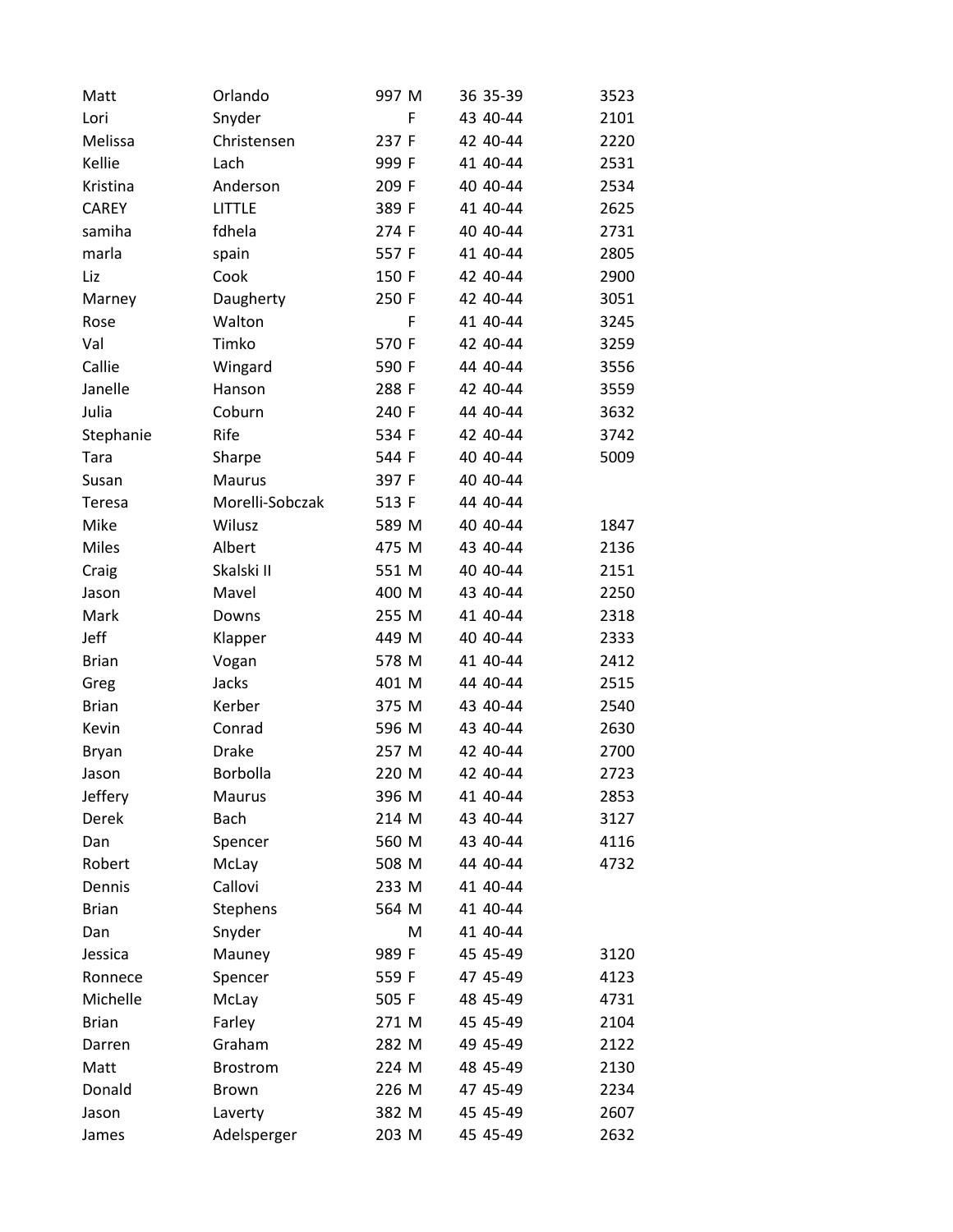| | | | | | | |
|---|---|---|---|---|---|---|
| Matt | Orlando | 997 | M | 36 | 35-39 | 3523 |
| Lori | Snyder | | F | 43 | 40-44 | 2101 |
| Melissa | Christensen | 237 | F | 42 | 40-44 | 2220 |
| Kellie | Lach | 999 | F | 41 | 40-44 | 2531 |
| Kristina | Anderson | 209 | F | 40 | 40-44 | 2534 |
| CAREY | LITTLE | 389 | F | 41 | 40-44 | 2625 |
| samiha | fdhela | 274 | F | 40 | 40-44 | 2731 |
| marla | spain | 557 | F | 41 | 40-44 | 2805 |
| Liz | Cook | 150 | F | 42 | 40-44 | 2900 |
| Marney | Daugherty | 250 | F | 42 | 40-44 | 3051 |
| Rose | Walton | | F | 41 | 40-44 | 3245 |
| Val | Timko | 570 | F | 42 | 40-44 | 3259 |
| Callie | Wingard | 590 | F | 44 | 40-44 | 3556 |
| Janelle | Hanson | 288 | F | 42 | 40-44 | 3559 |
| Julia | Coburn | 240 | F | 44 | 40-44 | 3632 |
| Stephanie | Rife | 534 | F | 42 | 40-44 | 3742 |
| Tara | Sharpe | 544 | F | 40 | 40-44 | 5009 |
| Susan | Maurus | 397 | F | 40 | 40-44 | |
| Teresa | Morelli-Sobczak | 513 | F | 44 | 40-44 | |
| Mike | Wilusz | 589 | M | 40 | 40-44 | 1847 |
| Miles | Albert | 475 | M | 43 | 40-44 | 2136 |
| Craig | Skalski II | 551 | M | 40 | 40-44 | 2151 |
| Jason | Mavel | 400 | M | 43 | 40-44 | 2250 |
| Mark | Downs | 255 | M | 41 | 40-44 | 2318 |
| Jeff | Klapper | 449 | M | 40 | 40-44 | 2333 |
| Brian | Vogan | 578 | M | 41 | 40-44 | 2412 |
| Greg | Jacks | 401 | M | 44 | 40-44 | 2515 |
| Brian | Kerber | 375 | M | 43 | 40-44 | 2540 |
| Kevin | Conrad | 596 | M | 43 | 40-44 | 2630 |
| Bryan | Drake | 257 | M | 42 | 40-44 | 2700 |
| Jason | Borbolla | 220 | M | 42 | 40-44 | 2723 |
| Jeffery | Maurus | 396 | M | 41 | 40-44 | 2853 |
| Derek | Bach | 214 | M | 43 | 40-44 | 3127 |
| Dan | Spencer | 560 | M | 43 | 40-44 | 4116 |
| Robert | McLay | 508 | M | 44 | 40-44 | 4732 |
| Dennis | Callovi | 233 | M | 41 | 40-44 | |
| Brian | Stephens | 564 | M | 41 | 40-44 | |
| Dan | Snyder | | M | 41 | 40-44 | |
| Jessica | Mauney | 989 | F | 45 | 45-49 | 3120 |
| Ronnece | Spencer | 559 | F | 47 | 45-49 | 4123 |
| Michelle | McLay | 505 | F | 48 | 45-49 | 4731 |
| Brian | Farley | 271 | M | 45 | 45-49 | 2104 |
| Darren | Graham | 282 | M | 49 | 45-49 | 2122 |
| Matt | Brostrom | 224 | M | 48 | 45-49 | 2130 |
| Donald | Brown | 226 | M | 47 | 45-49 | 2234 |
| Jason | Laverty | 382 | M | 45 | 45-49 | 2607 |
| James | Adelsperger | 203 | M | 45 | 45-49 | 2632 |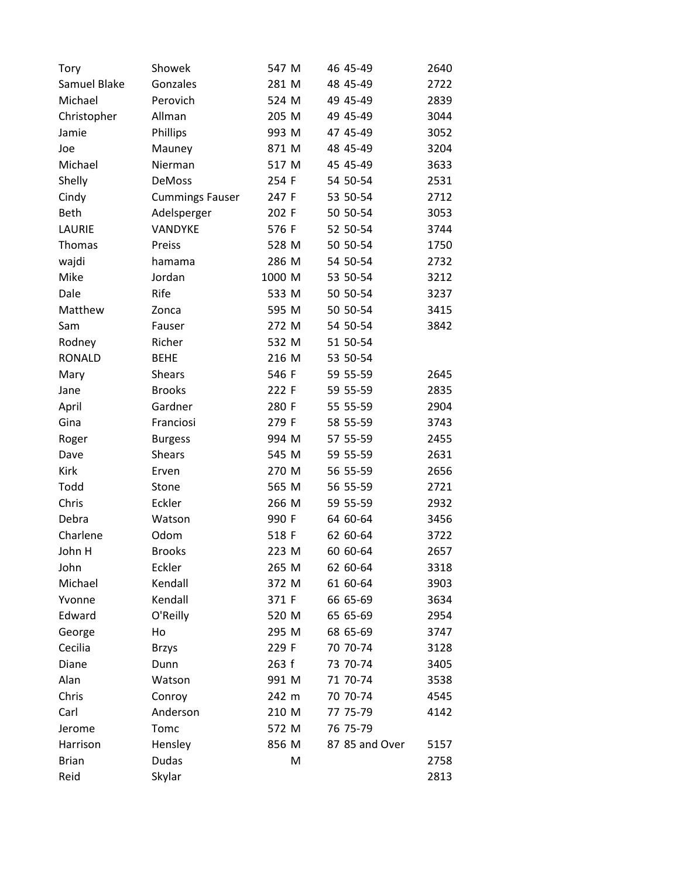| | | | | | | |
|---|---|---|---|---|---|---|
| Tory | Showek | 547 | M | 46 | 45-49 | 2640 |
| Samuel Blake | Gonzales | 281 | M | 48 | 45-49 | 2722 |
| Michael | Perovich | 524 | M | 49 | 45-49 | 2839 |
| Christopher | Allman | 205 | M | 49 | 45-49 | 3044 |
| Jamie | Phillips | 993 | M | 47 | 45-49 | 3052 |
| Joe | Mauney | 871 | M | 48 | 45-49 | 3204 |
| Michael | Nierman | 517 | M | 45 | 45-49 | 3633 |
| Shelly | DeMoss | 254 | F | 54 | 50-54 | 2531 |
| Cindy | Cummings Fauser | 247 | F | 53 | 50-54 | 2712 |
| Beth | Adelsperger | 202 | F | 50 | 50-54 | 3053 |
| LAURIE | VANDYKE | 576 | F | 52 | 50-54 | 3744 |
| Thomas | Preiss | 528 | M | 50 | 50-54 | 1750 |
| wajdi | hamama | 286 | M | 54 | 50-54 | 2732 |
| Mike | Jordan | 1000 | M | 53 | 50-54 | 3212 |
| Dale | Rife | 533 | M | 50 | 50-54 | 3237 |
| Matthew | Zonca | 595 | M | 50 | 50-54 | 3415 |
| Sam | Fauser | 272 | M | 54 | 50-54 | 3842 |
| Rodney | Richer | 532 | M | 51 | 50-54 | |
| RONALD | BEHE | 216 | M | 53 | 50-54 | |
| Mary | Shears | 546 | F | 59 | 55-59 | 2645 |
| Jane | Brooks | 222 | F | 59 | 55-59 | 2835 |
| April | Gardner | 280 | F | 55 | 55-59 | 2904 |
| Gina | Franciosi | 279 | F | 58 | 55-59 | 3743 |
| Roger | Burgess | 994 | M | 57 | 55-59 | 2455 |
| Dave | Shears | 545 | M | 59 | 55-59 | 2631 |
| Kirk | Erven | 270 | M | 56 | 55-59 | 2656 |
| Todd | Stone | 565 | M | 56 | 55-59 | 2721 |
| Chris | Eckler | 266 | M | 59 | 55-59 | 2932 |
| Debra | Watson | 990 | F | 64 | 60-64 | 3456 |
| Charlene | Odom | 518 | F | 62 | 60-64 | 3722 |
| John H | Brooks | 223 | M | 60 | 60-64 | 2657 |
| John | Eckler | 265 | M | 62 | 60-64 | 3318 |
| Michael | Kendall | 372 | M | 61 | 60-64 | 3903 |
| Yvonne | Kendall | 371 | F | 66 | 65-69 | 3634 |
| Edward | O'Reilly | 520 | M | 65 | 65-69 | 2954 |
| George | Ho | 295 | M | 68 | 65-69 | 3747 |
| Cecilia | Brzys | 229 | F | 70 | 70-74 | 3128 |
| Diane | Dunn | 263 | f | 73 | 70-74 | 3405 |
| Alan | Watson | 991 | M | 71 | 70-74 | 3538 |
| Chris | Conroy | 242 | m | 70 | 70-74 | 4545 |
| Carl | Anderson | 210 | M | 77 | 75-79 | 4142 |
| Jerome | Tomc | 572 | M | 76 | 75-79 | |
| Harrison | Hensley | 856 | M | 87 | 85 and Over | 5157 |
| Brian | Dudas | | M | | | 2758 |
| Reid | Skylar | | | | | 2813 |